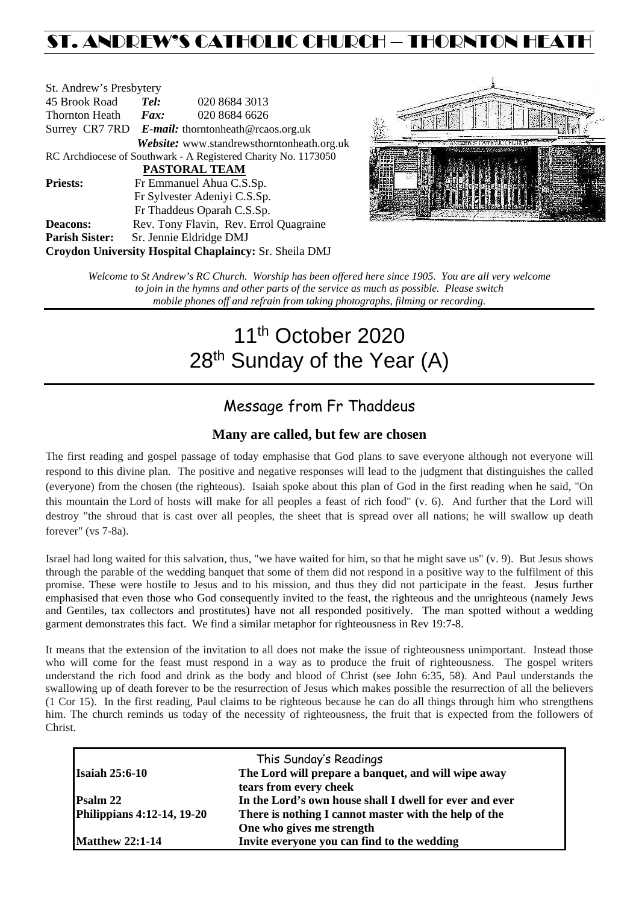# ST. ANDREW'S CATHOLIC CHURCH – THORNTON HEATH

St. Andrew's Presbytery
45 Brook Road **Tel:** 020 8684 3013
Thornton Heath **Fax:** 020 8684 6626
Surrey CR7 7RD ***E-mail:*** thorntonheath@rcaos.org.uk
***Website:*** www.standrewsthorntonheath.org.uk
RC Archdiocese of Southwark - A Registered Charity No. 1173050

**PASTORAL TEAM**

**Priests:** Fr Emmanuel Ahua C.S.Sp.
Fr Sylvester Adeniyi C.S.Sp.
Fr Thaddeus Oparah C.S.Sp.
**Deacons:** Rev. Tony Flavin, Rev. Errol Quagraine
**Parish Sister:** Sr. Jennie Eldridge DMJ
**Croydon University Hospital Chaplaincy:** Sr. Sheila DMJ

*Welcome to St Andrew's RC Church. Worship has been offered here since 1905. You are all very welcome to join in the hymns and other parts of the service as much as possible. Please switch mobile phones off and refrain from taking photographs, filming or recording.*

# 11th October 2020
# 28th Sunday of the Year (A)

## Message from Fr Thaddeus

### Many are called, but few are chosen

The first reading and gospel passage of today emphasise that God plans to save everyone although not everyone will respond to this divine plan. The positive and negative responses will lead to the judgment that distinguishes the called (everyone) from the chosen (the righteous). Isaiah spoke about this plan of God in the first reading when he said, "On this mountain the Lord of hosts will make for all peoples a feast of rich food" (v. 6). And further that the Lord will destroy "the shroud that is cast over all peoples, the sheet that is spread over all nations; he will swallow up death forever" (vs 7-8a).

Israel had long waited for this salvation, thus, "we have waited for him, so that he might save us" (v. 9). But Jesus shows through the parable of the wedding banquet that some of them did not respond in a positive way to the fulfilment of this promise. These were hostile to Jesus and to his mission, and thus they did not participate in the feast. Jesus further emphasised that even those who God consequently invited to the feast, the righteous and the unrighteous (namely Jews and Gentiles, tax collectors and prostitutes) have not all responded positively. The man spotted without a wedding garment demonstrates this fact. We find a similar metaphor for righteousness in Rev 19:7-8.

It means that the extension of the invitation to all does not make the issue of righteousness unimportant. Instead those who will come for the feast must respond in a way as to produce the fruit of righteousness. The gospel writers understand the rich food and drink as the body and blood of Christ (see John 6:35, 58). And Paul understands the swallowing up of death forever to be the resurrection of Jesus which makes possible the resurrection of all the believers (1 Cor 15). In the first reading, Paul claims to be righteous because he can do all things through him who strengthens him. The church reminds us today of the necessity of righteousness, the fruit that is expected from the followers of Christ.

| This Sunday's Readings | |
|---|---|
| **Isaiah 25:6-10** | **The Lord will prepare a banquet, and will wipe away tears from every cheek** |
| **Psalm 22** | **In the Lord's own house shall I dwell for ever and ever** |
| **Philippians 4:12-14, 19-20** | **There is nothing I cannot master with the help of the One who gives me strength** |
| **Matthew 22:1-14** | **Invite everyone you can find to the wedding** |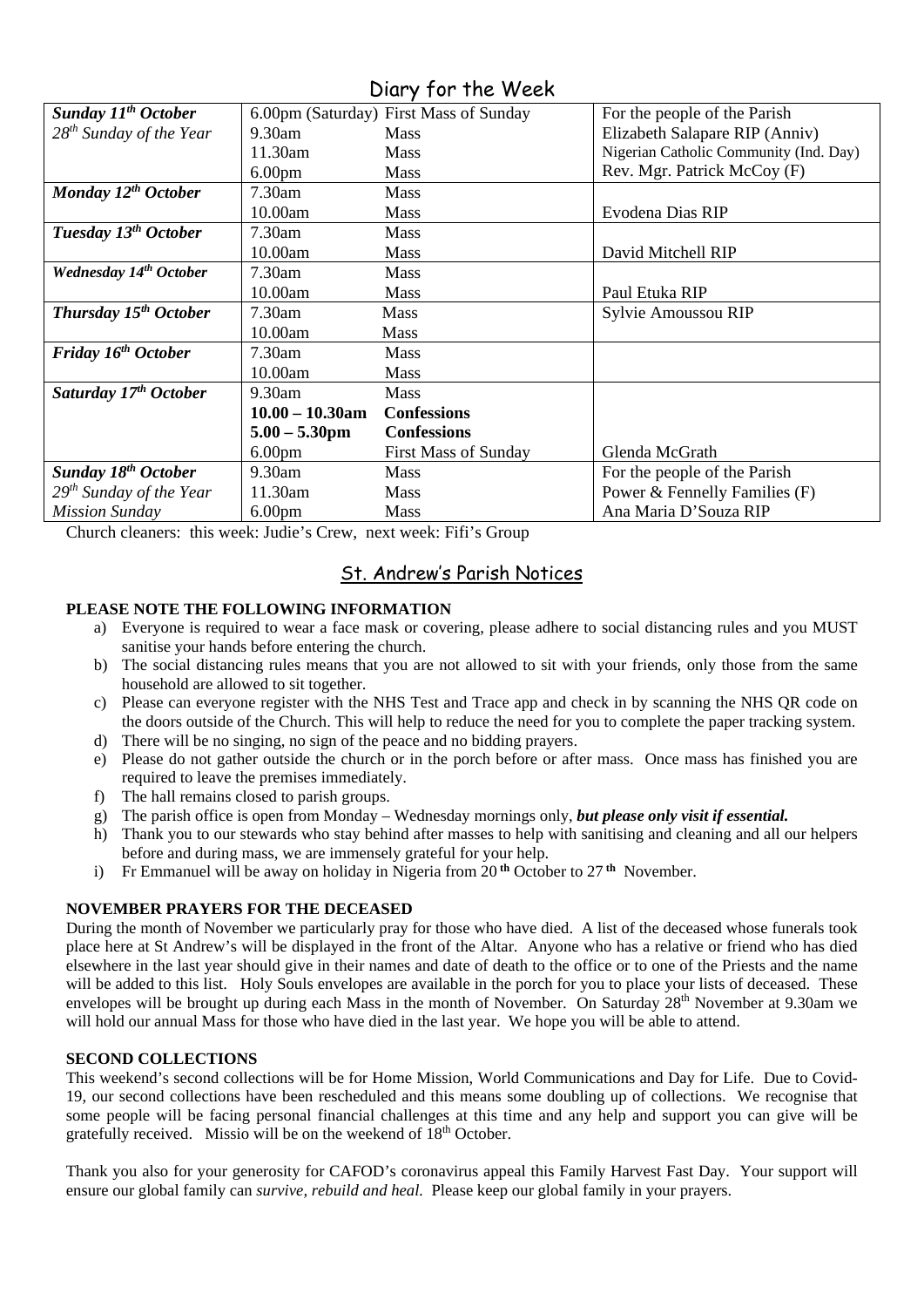## Diary for the Week

| | | | |
|---|---|---|---|
| ***Sunday 11th October*** | 6.00pm (Saturday) | First Mass of Sunday | For the people of the Parish |
| *28th Sunday of the Year* | 9.30am | Mass | Elizabeth Salapare RIP (Anniv) |
| | 11.30am | Mass | Nigerian Catholic Community (Ind. Day) |
| | 6.00pm | Mass | Rev. Mgr. Patrick McCoy (F) |
| ***Monday 12th October*** | 7.30am | Mass | |
| | 10.00am | Mass | Evodena Dias RIP |
| ***Tuesday 13th October*** | 7.30am | Mass | |
| | 10.00am | Mass | David Mitchell RIP |
| ***Wednesday 14th October*** | 7.30am | Mass | |
| | 10.00am | Mass | Paul Etuka RIP |
| ***Thursday 15th October*** | 7.30am | Mass | Sylvie Amoussou RIP |
| | 10.00am | Mass | |
| ***Friday 16th October*** | 7.30am | Mass | |
| | 10.00am | Mass | |
| ***Saturday 17th October*** | 9.30am | Mass | |
| | **10.00 – 10.30am** | **Confessions** | |
| | **5.00 – 5.30pm** | **Confessions** | |
| | 6.00pm | First Mass of Sunday | Glenda McGrath |
| ***Sunday 18th October*** | 9.30am | Mass | For the people of the Parish |
| *29th Sunday of the Year* | 11.30am | Mass | Power & Fennelly Families (F) |
| *Mission Sunday* | 6.00pm | Mass | Ana Maria D'Souza RIP |

Church cleaners: this week: Judie's Crew, next week: Fifi's Group

## St. Andrew's Parish Notices

**PLEASE NOTE THE FOLLOWING INFORMATION**

a) Everyone is required to wear a face mask or covering, please adhere to social distancing rules and you MUST sanitise your hands before entering the church.
b) The social distancing rules means that you are not allowed to sit with your friends, only those from the same household are allowed to sit together.
c) Please can everyone register with the NHS Test and Trace app and check in by scanning the NHS QR code on the doors outside of the Church. This will help to reduce the need for you to complete the paper tracking system.
d) There will be no singing, no sign of the peace and no bidding prayers.
e) Please do not gather outside the church or in the porch before or after mass. Once mass has finished you are required to leave the premises immediately.
f) The hall remains closed to parish groups.
g) The parish office is open from Monday – Wednesday mornings only, ***but please only visit if essential.***
h) Thank you to our stewards who stay behind after masses to help with sanitising and cleaning and all our helpers before and during mass, we are immensely grateful for your help.
i) Fr Emmanuel will be away on holiday in Nigeria from 20th October to 27th November.

**NOVEMBER PRAYERS FOR THE DECEASED**

During the month of November we particularly pray for those who have died. A list of the deceased whose funerals took place here at St Andrew's will be displayed in the front of the Altar. Anyone who has a relative or friend who has died elsewhere in the last year should give in their names and date of death to the office or to one of the Priests and the name will be added to this list. Holy Souls envelopes are available in the porch for you to place your lists of deceased. These envelopes will be brought up during each Mass in the month of November. On Saturday 28th November at 9.30am we will hold our annual Mass for those who have died in the last year. We hope you will be able to attend.

**SECOND COLLECTIONS**

This weekend's second collections will be for Home Mission, World Communications and Day for Life. Due to Covid-19, our second collections have been rescheduled and this means some doubling up of collections. We recognise that some people will be facing personal financial challenges at this time and any help and support you can give will be gratefully received. Missio will be on the weekend of 18th October.

Thank you also for your generosity for CAFOD's coronavirus appeal this Family Harvest Fast Day. Your support will ensure our global family can *survive, rebuild and heal.* Please keep our global family in your prayers.